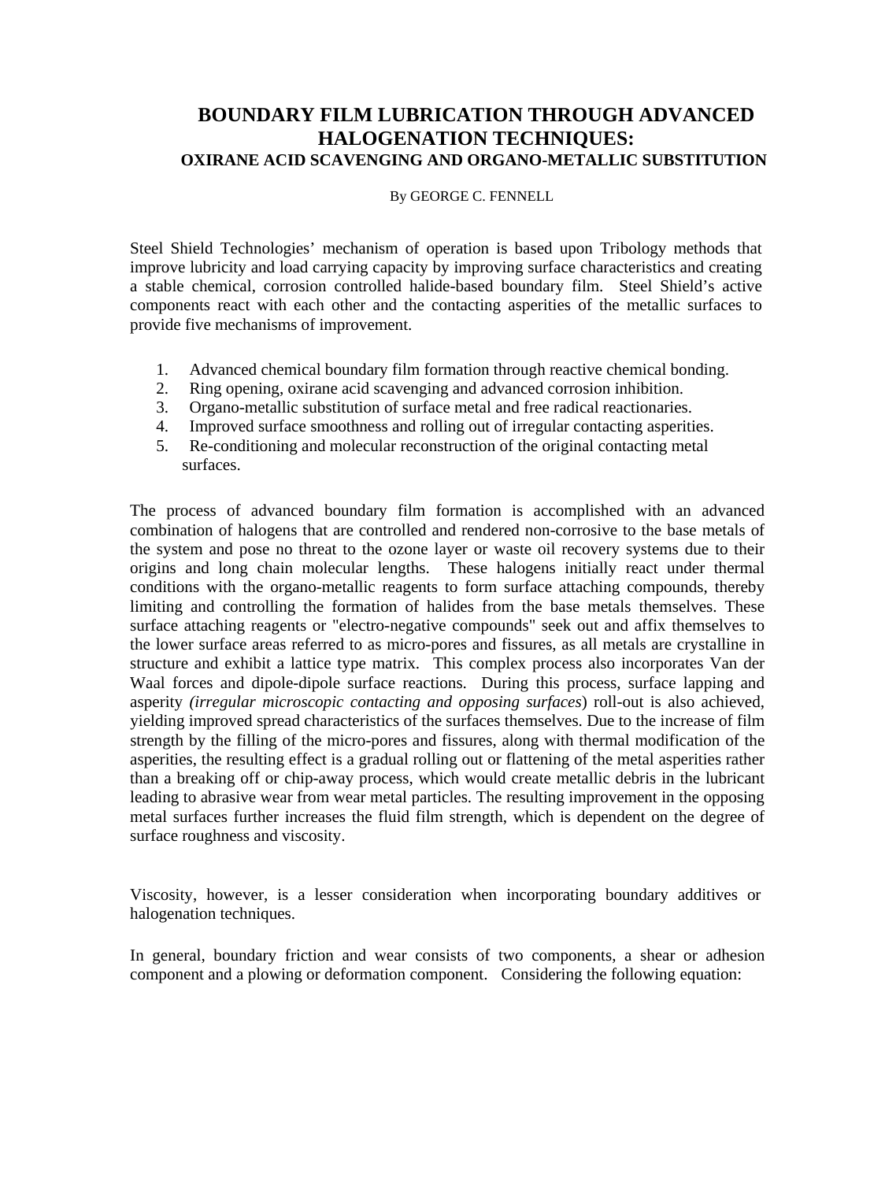# BOUNDARY FILM LUBRICATION THROUGH ADVANCED HALOGENATION TECHNIQUES:

## OXIRANE ACID SCAVENGING AND ORGANO-METALLIC SUBSTITUTION

By GEORGE C. FENNELL

Steel Shield Technologies' mechanism of operation is based upon Tribology methods that improve lubricity and load carrying capacity by improving surface characteristics and creating a stable chemical, corrosion controlled halide-based boundary film. Steel Shield's active components react with each other and the contacting asperities of the metallic surfaces to provide five mechanisms of improvement.

1. Advanced chemical boundary film formation through reactive chemical bonding.
2. Ring opening, oxirane acid scavenging and advanced corrosion inhibition.
3. Organo-metallic substitution of surface metal and free radical reactionaries.
4. Improved surface smoothness and rolling out of irregular contacting asperities.
5. Re-conditioning and molecular reconstruction of the original contacting metal surfaces.

The process of advanced boundary film formation is accomplished with an advanced combination of halogens that are controlled and rendered non-corrosive to the base metals of the system and pose no threat to the ozone layer or waste oil recovery systems due to their origins and long chain molecular lengths. These halogens initially react under thermal conditions with the organo-metallic reagents to form surface attaching compounds, thereby limiting and controlling the formation of halides from the base metals themselves. These surface attaching reagents or "electro-negative compounds" seek out and affix themselves to the lower surface areas referred to as micro-pores and fissures, as all metals are crystalline in structure and exhibit a lattice type matrix. This complex process also incorporates Van der Waal forces and dipole-dipole surface reactions. During this process, surface lapping and asperity *(irregular microscopic contacting and opposing surfaces*) roll-out is also achieved, yielding improved spread characteristics of the surfaces themselves. Due to the increase of film strength by the filling of the micro-pores and fissures, along with thermal modification of the asperities, the resulting effect is a gradual rolling out or flattening of the metal asperities rather than a breaking off or chip-away process, which would create metallic debris in the lubricant leading to abrasive wear from wear metal particles. The resulting improvement in the opposing metal surfaces further increases the fluid film strength, which is dependent on the degree of surface roughness and viscosity.

Viscosity, however, is a lesser consideration when incorporating boundary additives or halogenation techniques.

In general, boundary friction and wear consists of two components, a shear or adhesion component and a plowing or deformation component. Considering the following equation: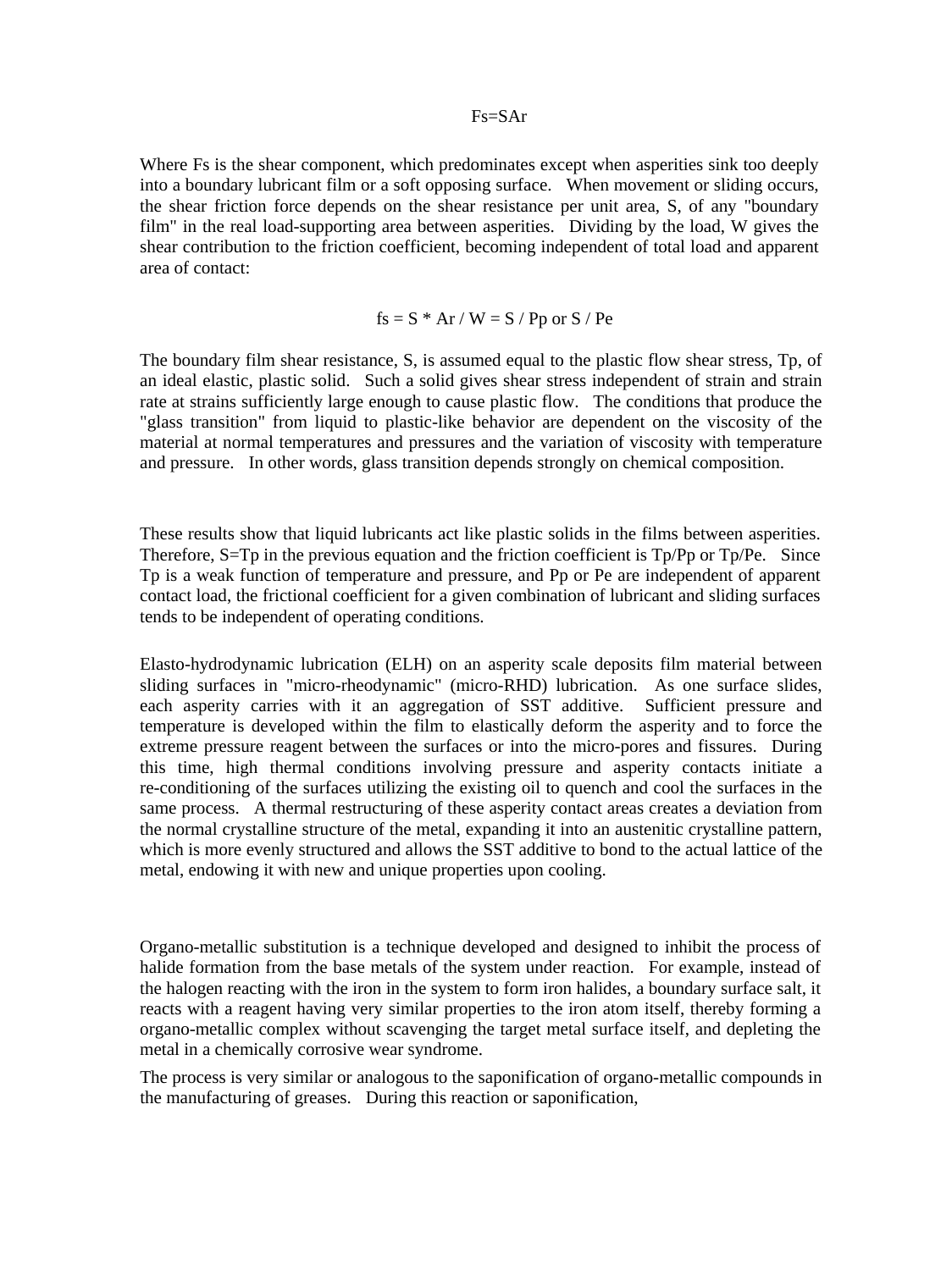$$F_s = SA_r$$

Where $F_s$ is the shear component, which predominates except when asperities sink too deeply into a boundary lubricant film or a soft opposing surface. When movement or sliding occurs, the shear friction force depends on the shear resistance per unit area, S, of any "boundary film" in the real load-supporting area between asperities. Dividing by the load, W gives the shear contribution to the friction coefficient, becoming independent of total load and apparent area of contact:

$$f_s = S * A_r / W = S / P_p \text{ or } S / P_e$$

The boundary film shear resistance, S, is assumed equal to the plastic flow shear stress, $T_p$, of an ideal elastic, plastic solid. Such a solid gives shear stress independent of strain and strain rate at strains sufficiently large enough to cause plastic flow. The conditions that produce the "glass transition" from liquid to plastic-like behavior are dependent on the viscosity of the material at normal temperatures and pressures and the variation of viscosity with temperature and pressure. In other words, glass transition depends strongly on chemical composition.

These results show that liquid lubricants act like plastic solids in the films between asperities. Therefore, $S=T_p$ in the previous equation and the friction coefficient is $T_p/P_p$ or $T_p/P_e$. Since $T_p$ is a weak function of temperature and pressure, and $P_p$ or $P_e$ are independent of apparent contact load, the frictional coefficient for a given combination of lubricant and sliding surfaces tends to be independent of operating conditions.

Elasto-hydrodynamic lubrication (ELH) on an asperity scale deposits film material between sliding surfaces in "micro-rheodynamic" (micro-RHD) lubrication. As one surface slides, each asperity carries with it an aggregation of SST additive. Sufficient pressure and temperature is developed within the film to elastically deform the asperity and to force the extreme pressure reagent between the surfaces or into the micro-pores and fissures. During this time, high thermal conditions involving pressure and asperity contacts initiate a re-conditioning of the surfaces utilizing the existing oil to quench and cool the surfaces in the same process. A thermal restructuring of these asperity contact areas creates a deviation from the normal crystalline structure of the metal, expanding it into an austenitic crystalline pattern, which is more evenly structured and allows the SST additive to bond to the actual lattice of the metal, endowing it with new and unique properties upon cooling.

Organo-metallic substitution is a technique developed and designed to inhibit the process of halide formation from the base metals of the system under reaction. For example, instead of the halogen reacting with the iron in the system to form iron halides, a boundary surface salt, it reacts with a reagent having very similar properties to the iron atom itself, thereby forming a organo-metallic complex without scavenging the target metal surface itself, and depleting the metal in a chemically corrosive wear syndrome.

The process is very similar or analogous to the saponification of organo-metallic compounds in the manufacturing of greases. During this reaction or saponification,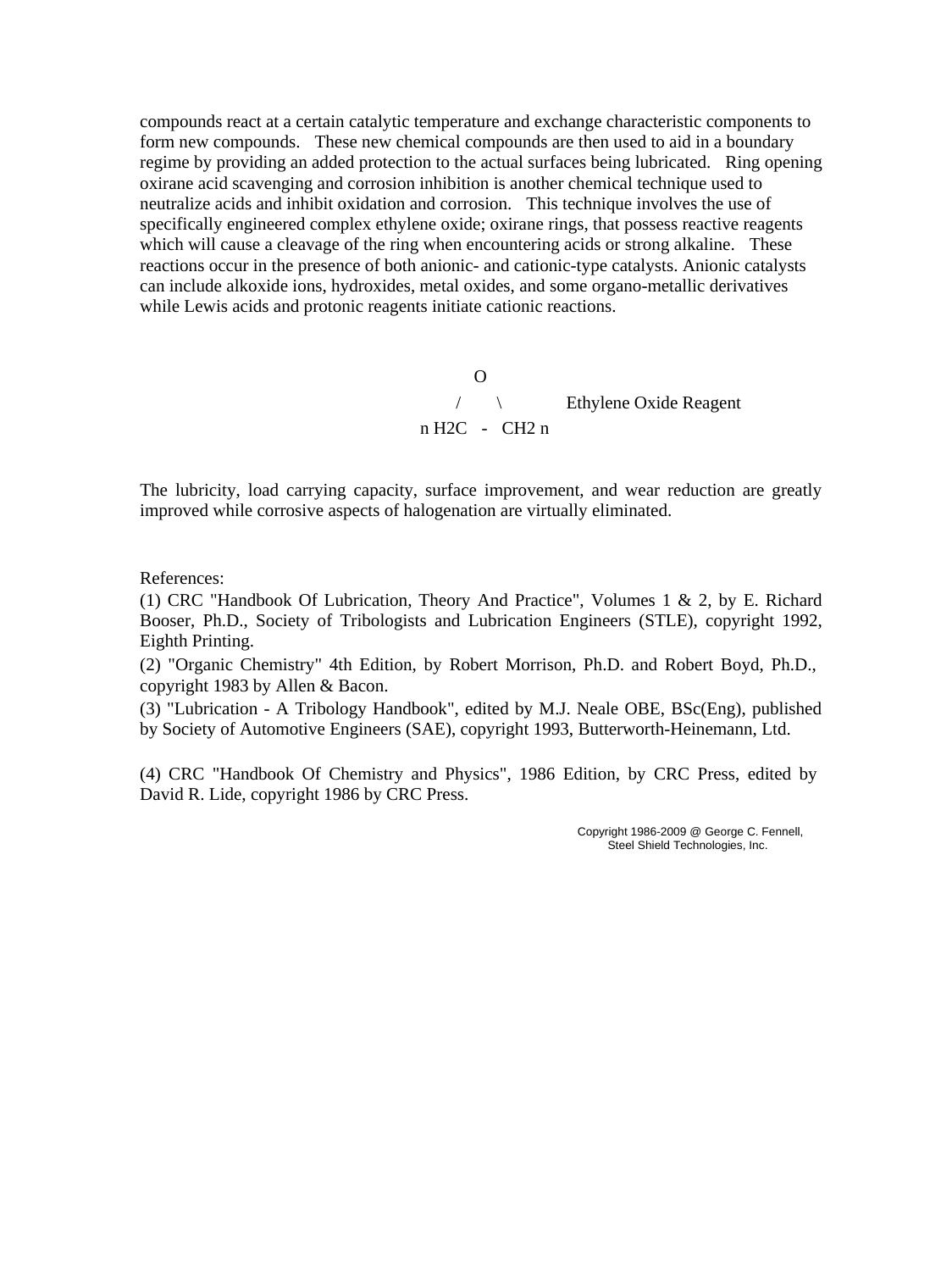compounds react at a certain catalytic temperature and exchange characteristic components to form new compounds. These new chemical compounds are then used to aid in a boundary regime by providing an added protection to the actual surfaces being lubricated. Ring opening oxirane acid scavenging and corrosion inhibition is another chemical technique used to neutralize acids and inhibit oxidation and corrosion. This technique involves the use of specifically engineered complex ethylene oxide; oxirane rings, that possess reactive reagents which will cause a cleavage of the ring when encountering acids or strong alkaline. These reactions occur in the presence of both anionic- and cationic-type catalysts. Anionic catalysts can include alkoxide ions, hydroxides, metal oxides, and some organo-metallic derivatives while Lewis acids and protonic reagents initiate cationic reactions.

```
        O
      /   \        Ethylene Oxide Reagent
  n H2C  -  CH2 n
```

The lubricity, load carrying capacity, surface improvement, and wear reduction are greatly improved while corrosive aspects of halogenation are virtually eliminated.

References:

(1) CRC "Handbook Of Lubrication, Theory And Practice", Volumes 1 & 2, by E. Richard Booser, Ph.D., Society of Tribologists and Lubrication Engineers (STLE), copyright 1992, Eighth Printing.

(2) "Organic Chemistry" 4th Edition, by Robert Morrison, Ph.D. and Robert Boyd, Ph.D., copyright 1983 by Allen & Bacon.

(3) "Lubrication - A Tribology Handbook", edited by M.J. Neale OBE, BSc(Eng), published by Society of Automotive Engineers (SAE), copyright 1993, Butterworth-Heinemann, Ltd.

(4) CRC "Handbook Of Chemistry and Physics", 1986 Edition, by CRC Press, edited by David R. Lide, copyright 1986 by CRC Press.

Copyright 1986-2009 @ George C. Fennell,
Steel Shield Technologies, Inc.